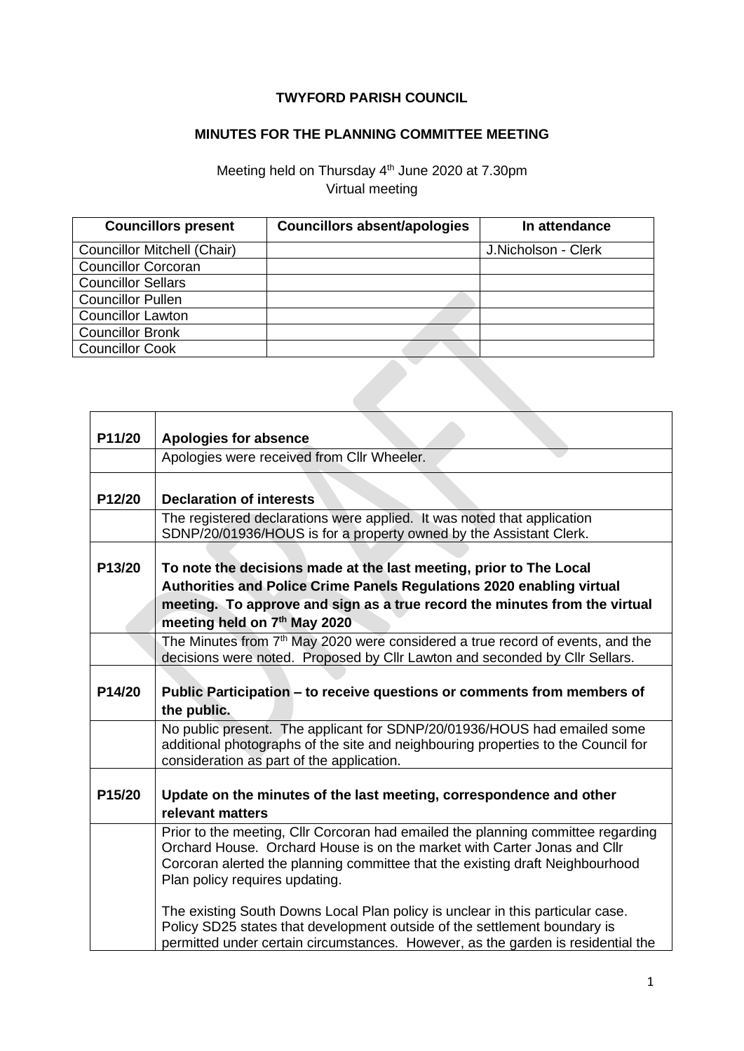# TWYFORD PARISH COUNCIL

## MINUTES FOR THE PLANNING COMMITTEE MEETING

Meeting held on Thursday 4th June 2020 at 7.30pm
Virtual meeting

| Councillors present | Councillors absent/apologies | In attendance |
|---|---|---|
| Councillor Mitchell (Chair) | | J.Nicholson - Clerk |
| Councillor Corcoran | | |
| Councillor Sellars | | |
| Councillor Pullen | | |
| Councillor Lawton | | |
| Councillor Bronk | | |
| Councillor Cook | | |

| | |
|---|---|
| **P11/20** | **Apologies for absence** |
| | Apologies were received from Cllr Wheeler. |
| **P12/20** | **Declaration of interests** |
| | The registered declarations were applied. It was noted that application SDNP/20/01936/HOUS is for a property owned by the Assistant Clerk. |
| **P13/20** | **To note the decisions made at the last meeting, prior to The Local Authorities and Police Crime Panels Regulations 2020 enabling virtual meeting. To approve and sign as a true record the minutes from the virtual meeting held on 7th May 2020** |
| | The Minutes from 7th May 2020 were considered a true record of events, and the decisions were noted. Proposed by Cllr Lawton and seconded by Cllr Sellars. |
| **P14/20** | **Public Participation – to receive questions or comments from members of the public.** |
| | No public present. The applicant for SDNP/20/01936/HOUS had emailed some additional photographs of the site and neighbouring properties to the Council for consideration as part of the application. |
| **P15/20** | **Update on the minutes of the last meeting, correspondence and other relevant matters** |
| | Prior to the meeting, Cllr Corcoran had emailed the planning committee regarding Orchard House. Orchard House is on the market with Carter Jonas and Cllr Corcoran alerted the planning committee that the existing draft Neighbourhood Plan policy requires updating.<br><br>The existing South Downs Local Plan policy is unclear in this particular case. Policy SD25 states that development outside of the settlement boundary is permitted under certain circumstances. However, as the garden is residential the |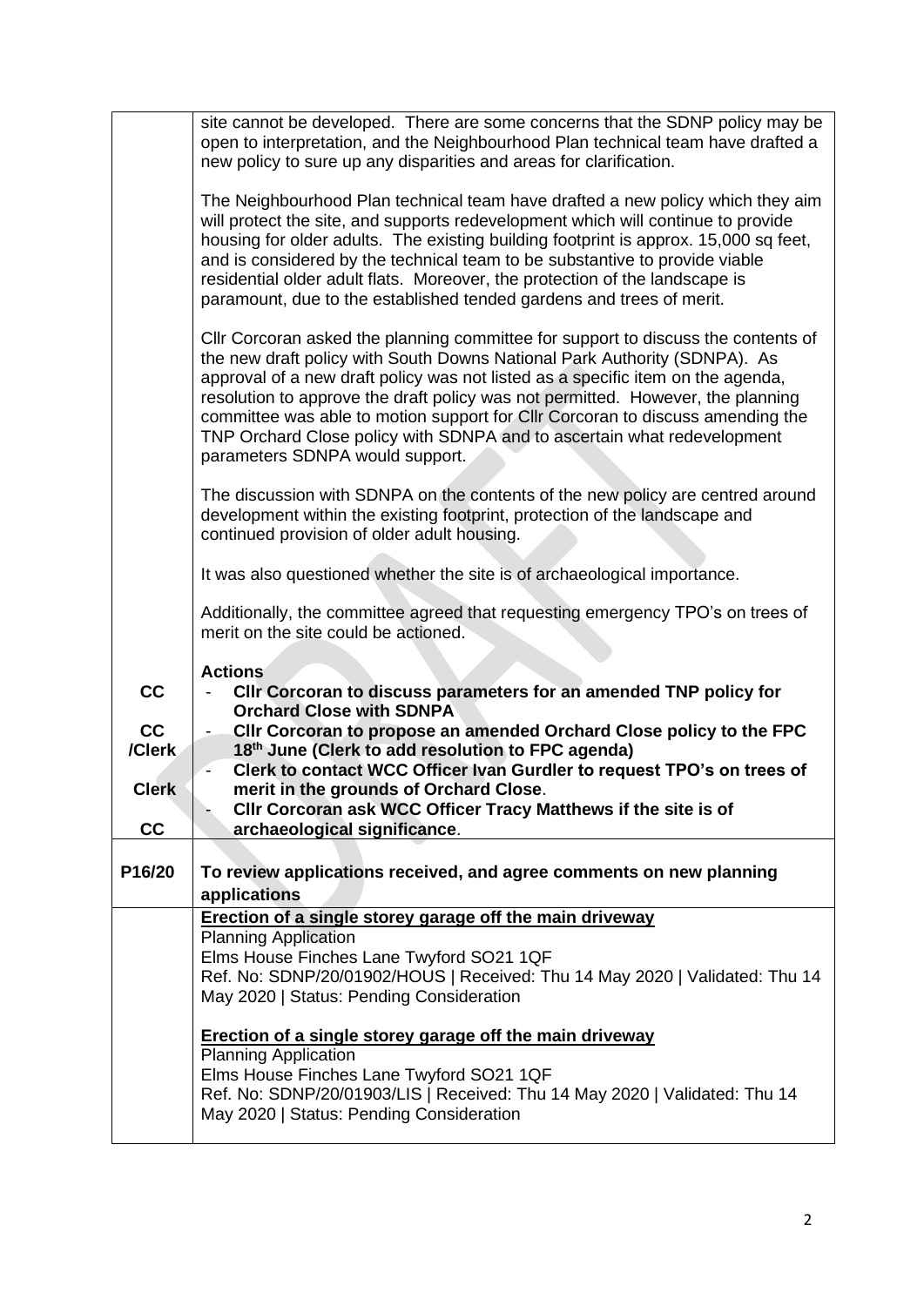| | |
|---|---|
| | site cannot be developed. There are some concerns that the SDNP policy may be open to interpretation, and the Neighbourhood Plan technical team have drafted a new policy to sure up any disparities and areas for clarification.<br><br>The Neighbourhood Plan technical team have drafted a new policy which they aim will protect the site, and supports redevelopment which will continue to provide housing for older adults. The existing building footprint is approx. 15,000 sq feet, and is considered by the technical team to be substantive to provide viable residential older adult flats. Moreover, the protection of the landscape is paramount, due to the established tended gardens and trees of merit.<br><br>Cllr Corcoran asked the planning committee for support to discuss the contents of the new draft policy with South Downs National Park Authority (SDNPA). As approval of a new draft policy was not listed as a specific item on the agenda, resolution to approve the draft policy was not permitted. However, the planning committee was able to motion support for Cllr Corcoran to discuss amending the TNP Orchard Close policy with SDNPA and to ascertain what redevelopment parameters SDNPA would support.<br><br>The discussion with SDNPA on the contents of the new policy are centred around development within the existing footprint, protection of the landscape and continued provision of older adult housing.<br><br>It was also questioned whether the site is of archaeological importance.<br><br>Additionally, the committee agreed that requesting emergency TPO's on trees of merit on the site could be actioned. |
| | **Actions** |
| CC | - **Cllr Corcoran to discuss parameters for an amended TNP policy for Orchard Close with SDNPA** |
| CC /Clerk | - **Cllr Corcoran to propose an amended Orchard Close policy to the FPC 18th June (Clerk to add resolution to FPC agenda)** |
| Clerk | - **Clerk to contact WCC Officer Ivan Gurdler to request TPO's on trees of merit in the grounds of Orchard Close**. |
| CC | - **Cllr Corcoran ask WCC Officer Tracy Matthews if the site is of archaeological significance**. |
| **P16/20** | **To review applications received, and agree comments on new planning applications** |
| | **<u>Erection of a single storey garage off the main driveway</u>**<br>Planning Application<br>Elms House Finches Lane Twyford SO21 1QF<br>Ref. No: SDNP/20/01902/HOUS \| Received: Thu 14 May 2020 \| Validated: Thu 14 May 2020 \| Status: Pending Consideration<br><br>**<u>Erection of a single storey garage off the main driveway</u>**<br>Planning Application<br>Elms House Finches Lane Twyford SO21 1QF<br>Ref. No: SDNP/20/01903/LIS \| Received: Thu 14 May 2020 \| Validated: Thu 14 May 2020 \| Status: Pending Consideration |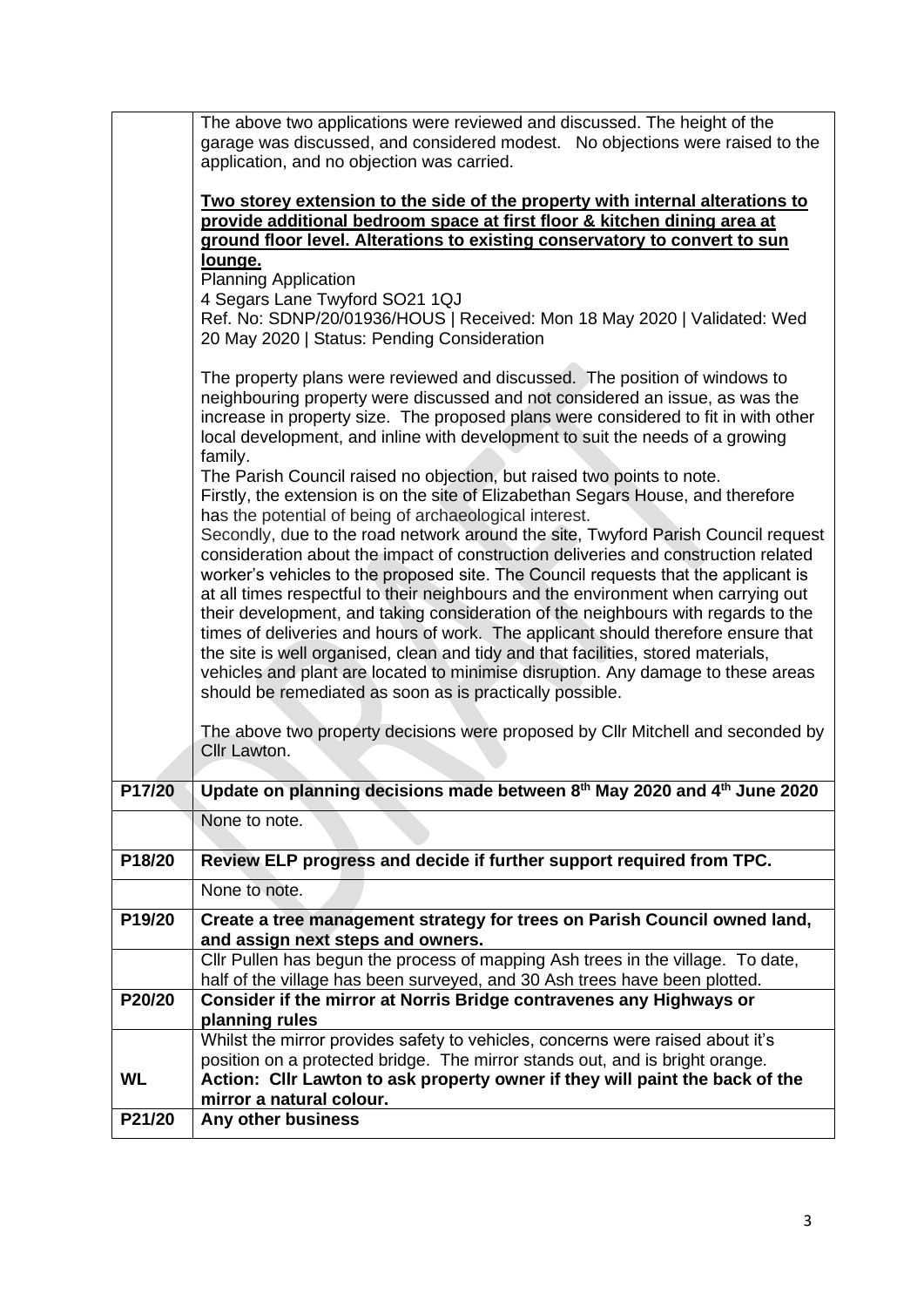| | |
|---|---|
| | The above two applications were reviewed and discussed. The height of the garage was discussed, and considered modest. No objections were raised to the application, and no objection was carried.<br><br>**Two storey extension to the side of the property with internal alterations to provide additional bedroom space at first floor & kitchen dining area at ground floor level. Alterations to existing conservatory to convert to sun lounge.**<br>Planning Application<br>4 Segars Lane Twyford SO21 1QJ<br>Ref. No: SDNP/20/01936/HOUS \| Received: Mon 18 May 2020 \| Validated: Wed 20 May 2020 \| Status: Pending Consideration<br><br>The property plans were reviewed and discussed. The position of windows to neighbouring property were discussed and not considered an issue, as was the increase in property size. The proposed plans were considered to fit in with other local development, and inline with development to suit the needs of a growing family.<br>The Parish Council raised no objection, but raised two points to note.<br>Firstly, the extension is on the site of Elizabethan Segars House, and therefore has the potential of being of archaeological interest.<br>Secondly, due to the road network around the site, Twyford Parish Council request consideration about the impact of construction deliveries and construction related worker's vehicles to the proposed site. The Council requests that the applicant is at all times respectful to their neighbours and the environment when carrying out their development, and taking consideration of the neighbours with regards to the times of deliveries and hours of work. The applicant should therefore ensure that the site is well organised, clean and tidy and that facilities, stored materials, vehicles and plant are located to minimise disruption. Any damage to these areas should be remediated as soon as is practically possible.<br><br>The above two property decisions were proposed by Cllr Mitchell and seconded by Cllr Lawton. |
| **P17/20** | **Update on planning decisions made between 8th May 2020 and 4th June 2020** |
| | None to note. |
| **P18/20** | **Review ELP progress and decide if further support required from TPC.** |
| | None to note. |
| **P19/20** | **Create a tree management strategy for trees on Parish Council owned land, and assign next steps and owners.** |
| | Cllr Pullen has begun the process of mapping Ash trees in the village. To date, half of the village has been surveyed, and 30 Ash trees have been plotted. |
| **P20/20** | **Consider if the mirror at Norris Bridge contravenes any Highways or planning rules** |
| **WL** | Whilst the mirror provides safety to vehicles, concerns were raised about it's position on a protected bridge. The mirror stands out, and is bright orange.<br>**Action: Cllr Lawton to ask property owner if they will paint the back of the mirror a natural colour.** |
| **P21/20** | **Any other business** |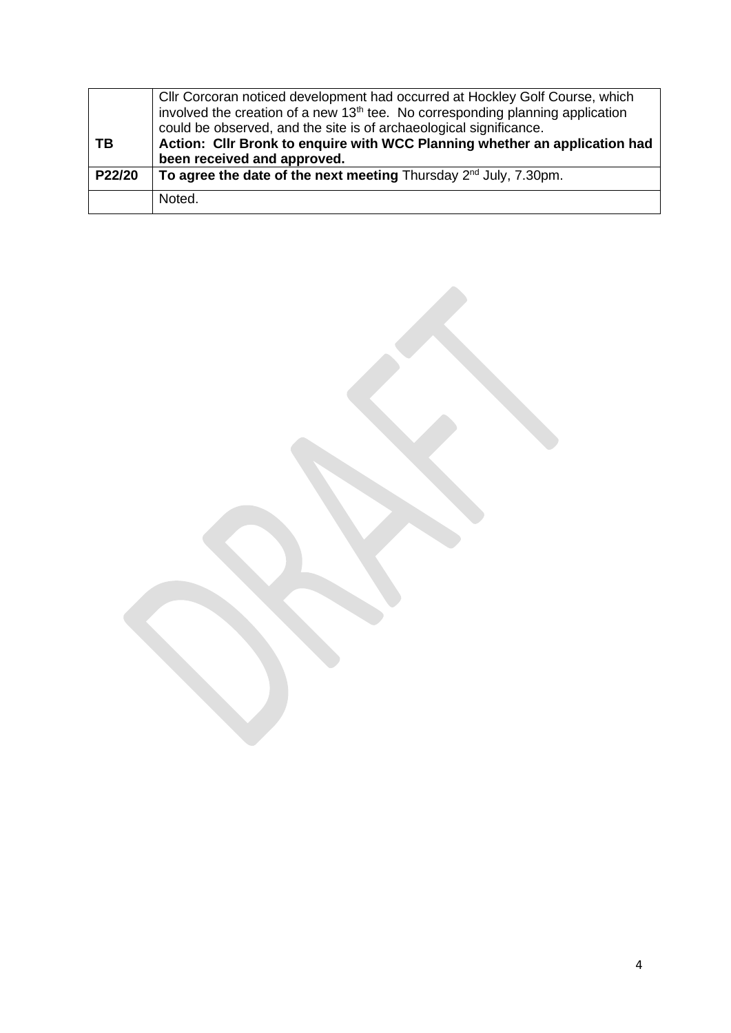| | |
|---|---|
| **TB** | Cllr Corcoran noticed development had occurred at Hockley Golf Course, which involved the creation of a new 13th tee. No corresponding planning application could be observed, and the site is of archaeological significance.<br>**Action: Cllr Bronk to enquire with WCC Planning whether an application had been received and approved.** |
| **P22/20** | **To agree the date of the next meeting** Thursday 2nd July, 7.30pm. |
| | Noted. |

DRAFT